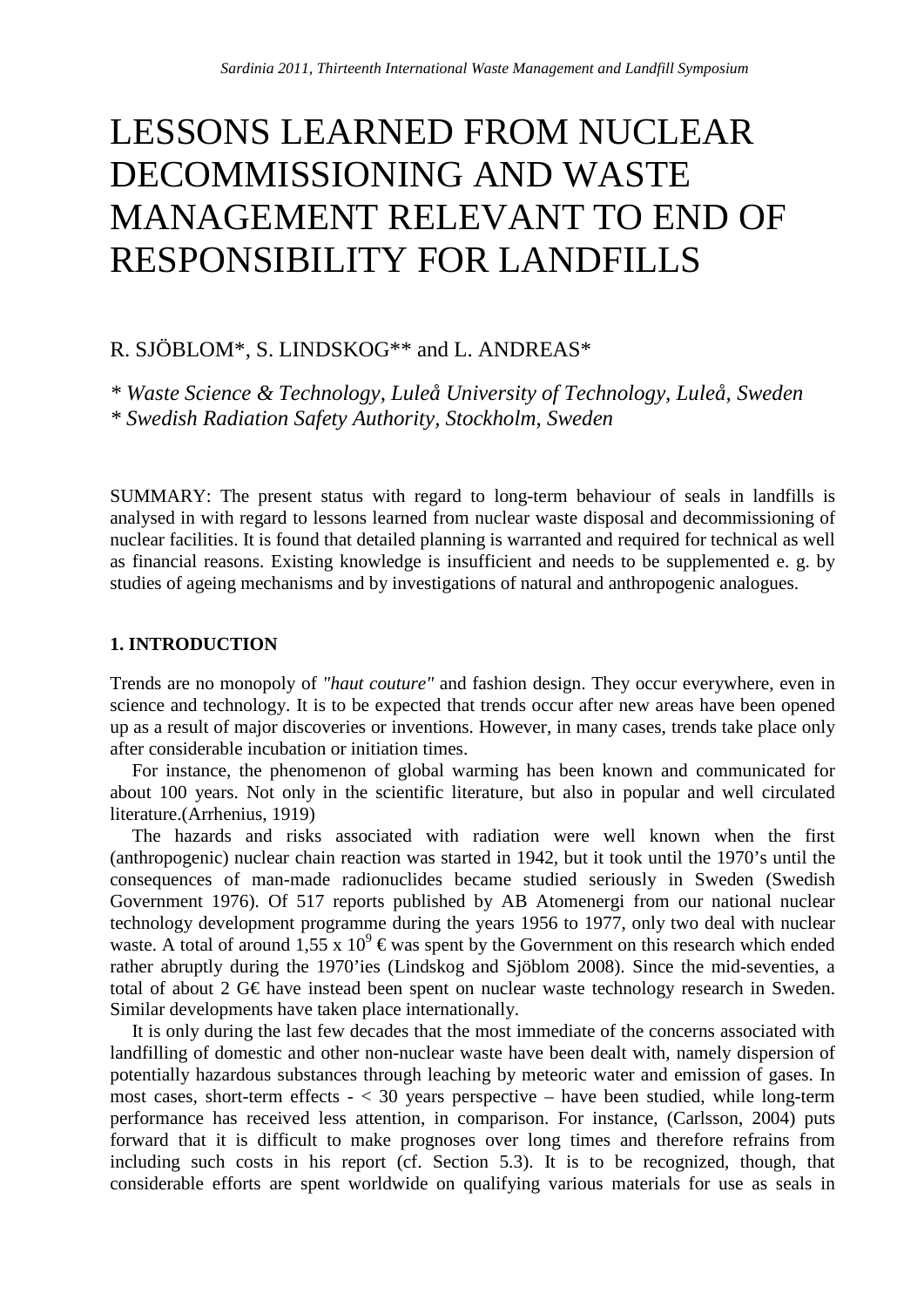# LESSONS LEARNED FROM NUCLEAR DECOMMISSIONING AND WASTE MANAGEMENT RELEVANT TO END OF RESPONSIBILITY FOR LANDFILLS

R. SJÖBLOM*, S. LINDSKOG** and L. ANDREAS*

*\* Waste Science & Technology, Luleå University of Technology, Luleå, Sweden*
*\* Swedish Radiation Safety Authority, Stockholm, Sweden*

SUMMARY: The present status with regard to long-term behaviour of seals in landfills is analysed in with regard to lessons learned from nuclear waste disposal and decommissioning of nuclear facilities. It is found that detailed planning is warranted and required for technical as well as financial reasons. Existing knowledge is insufficient and needs to be supplemented e. g. by studies of ageing mechanisms and by investigations of natural and anthropogenic analogues.

## 1. INTRODUCTION

Trends are no monopoly of *"haut couture"* and fashion design. They occur everywhere, even in science and technology. It is to be expected that trends occur after new areas have been opened up as a result of major discoveries or inventions. However, in many cases, trends take place only after considerable incubation or initiation times.

For instance, the phenomenon of global warming has been known and communicated for about 100 years. Not only in the scientific literature, but also in popular and well circulated literature.(Arrhenius, 1919)

The hazards and risks associated with radiation were well known when the first (anthropogenic) nuclear chain reaction was started in 1942, but it took until the 1970's until the consequences of man-made radionuclides became studied seriously in Sweden (Swedish Government 1976). Of 517 reports published by AB Atomenergi from our national nuclear technology development programme during the years 1956 to 1977, only two deal with nuclear waste. A total of around $1{,}55 \times 10^9$ € was spent by the Government on this research which ended rather abruptly during the 1970'ies (Lindskog and Sjöblom 2008). Since the mid-seventies, a total of about 2 G€ have instead been spent on nuclear waste technology research in Sweden. Similar developments have taken place internationally.

It is only during the last few decades that the most immediate of the concerns associated with landfilling of domestic and other non-nuclear waste have been dealt with, namely dispersion of potentially hazardous substances through leaching by meteoric water and emission of gases. In most cases, short-term effects - < 30 years perspective – have been studied, while long-term performance has received less attention, in comparison. For instance, (Carlsson, 2004) puts forward that it is difficult to make prognoses over long times and therefore refrains from including such costs in his report (cf. Section 5.3). It is to be recognized, though, that considerable efforts are spent worldwide on qualifying various materials for use as seals in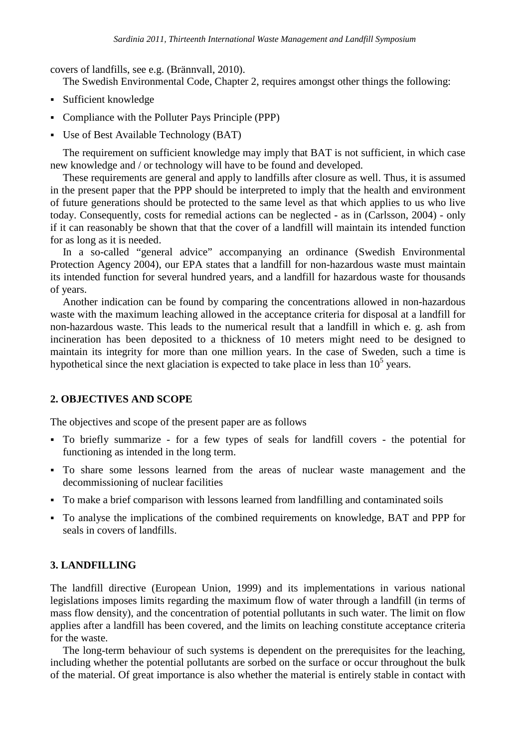covers of landfills, see e.g. (Brännvall, 2010).

The Swedish Environmental Code, Chapter 2, requires amongst other things the following:

- Sufficient knowledge
- Compliance with the Polluter Pays Principle (PPP)
- Use of Best Available Technology (BAT)

The requirement on sufficient knowledge may imply that BAT is not sufficient, in which case new knowledge and / or technology will have to be found and developed.

These requirements are general and apply to landfills after closure as well. Thus, it is assumed in the present paper that the PPP should be interpreted to imply that the health and environment of future generations should be protected to the same level as that which applies to us who live today. Consequently, costs for remedial actions can be neglected - as in (Carlsson, 2004) - only if it can reasonably be shown that that the cover of a landfill will maintain its intended function for as long as it is needed.

In a so-called "general advice" accompanying an ordinance (Swedish Environmental Protection Agency 2004), our EPA states that a landfill for non-hazardous waste must maintain its intended function for several hundred years, and a landfill for hazardous waste for thousands of years.

Another indication can be found by comparing the concentrations allowed in non-hazardous waste with the maximum leaching allowed in the acceptance criteria for disposal at a landfill for non-hazardous waste. This leads to the numerical result that a landfill in which e. g. ash from incineration has been deposited to a thickness of 10 meters might need to be designed to maintain its integrity for more than one million years. In the case of Sweden, such a time is hypothetical since the next glaciation is expected to take place in less than $10^5$ years.

## 2. OBJECTIVES AND SCOPE

The objectives and scope of the present paper are as follows

- To briefly summarize - for a few types of seals for landfill covers - the potential for functioning as intended in the long term.
- To share some lessons learned from the areas of nuclear waste management and the decommissioning of nuclear facilities
- To make a brief comparison with lessons learned from landfilling and contaminated soils
- To analyse the implications of the combined requirements on knowledge, BAT and PPP for seals in covers of landfills.

## 3. LANDFILLING

The landfill directive (European Union, 1999) and its implementations in various national legislations imposes limits regarding the maximum flow of water through a landfill (in terms of mass flow density), and the concentration of potential pollutants in such water. The limit on flow applies after a landfill has been covered, and the limits on leaching constitute acceptance criteria for the waste.

The long-term behaviour of such systems is dependent on the prerequisites for the leaching, including whether the potential pollutants are sorbed on the surface or occur throughout the bulk of the material. Of great importance is also whether the material is entirely stable in contact with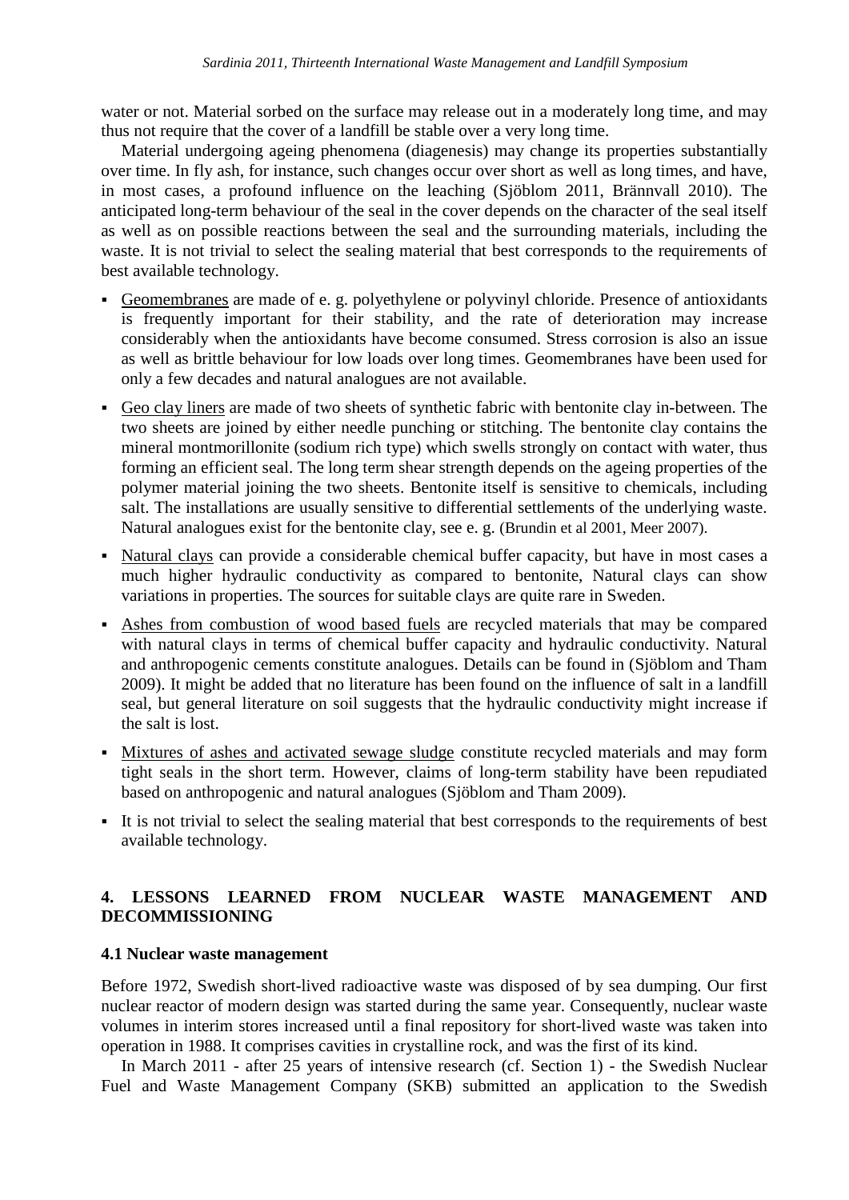water or not. Material sorbed on the surface may release out in a moderately long time, and may thus not require that the cover of a landfill be stable over a very long time.

Material undergoing ageing phenomena (diagenesis) may change its properties substantially over time. In fly ash, for instance, such changes occur over short as well as long times, and have, in most cases, a profound influence on the leaching (Sjöblom 2011, Brännvall 2010). The anticipated long-term behaviour of the seal in the cover depends on the character of the seal itself as well as on possible reactions between the seal and the surrounding materials, including the waste. It is not trivial to select the sealing material that best corresponds to the requirements of best available technology.

- Geomembranes are made of e. g. polyethylene or polyvinyl chloride. Presence of antioxidants is frequently important for their stability, and the rate of deterioration may increase considerably when the antioxidants have become consumed. Stress corrosion is also an issue as well as brittle behaviour for low loads over long times. Geomembranes have been used for only a few decades and natural analogues are not available.
- Geo clay liners are made of two sheets of synthetic fabric with bentonite clay in-between. The two sheets are joined by either needle punching or stitching. The bentonite clay contains the mineral montmorillonite (sodium rich type) which swells strongly on contact with water, thus forming an efficient seal. The long term shear strength depends on the ageing properties of the polymer material joining the two sheets. Bentonite itself is sensitive to chemicals, including salt. The installations are usually sensitive to differential settlements of the underlying waste. Natural analogues exist for the bentonite clay, see e. g. (Brundin et al 2001, Meer 2007).
- Natural clays can provide a considerable chemical buffer capacity, but have in most cases a much higher hydraulic conductivity as compared to bentonite, Natural clays can show variations in properties. The sources for suitable clays are quite rare in Sweden.
- Ashes from combustion of wood based fuels are recycled materials that may be compared with natural clays in terms of chemical buffer capacity and hydraulic conductivity. Natural and anthropogenic cements constitute analogues. Details can be found in (Sjöblom and Tham 2009). It might be added that no literature has been found on the influence of salt in a landfill seal, but general literature on soil suggests that the hydraulic conductivity might increase if the salt is lost.
- Mixtures of ashes and activated sewage sludge constitute recycled materials and may form tight seals in the short term. However, claims of long-term stability have been repudiated based on anthropogenic and natural analogues (Sjöblom and Tham 2009).
- It is not trivial to select the sealing material that best corresponds to the requirements of best available technology.

## 4. LESSONS LEARNED FROM NUCLEAR WASTE MANAGEMENT AND DECOMMISSIONING

### 4.1 Nuclear waste management

Before 1972, Swedish short-lived radioactive waste was disposed of by sea dumping. Our first nuclear reactor of modern design was started during the same year. Consequently, nuclear waste volumes in interim stores increased until a final repository for short-lived waste was taken into operation in 1988. It comprises cavities in crystalline rock, and was the first of its kind.

In March 2011 - after 25 years of intensive research (cf. Section 1) - the Swedish Nuclear Fuel and Waste Management Company (SKB) submitted an application to the Swedish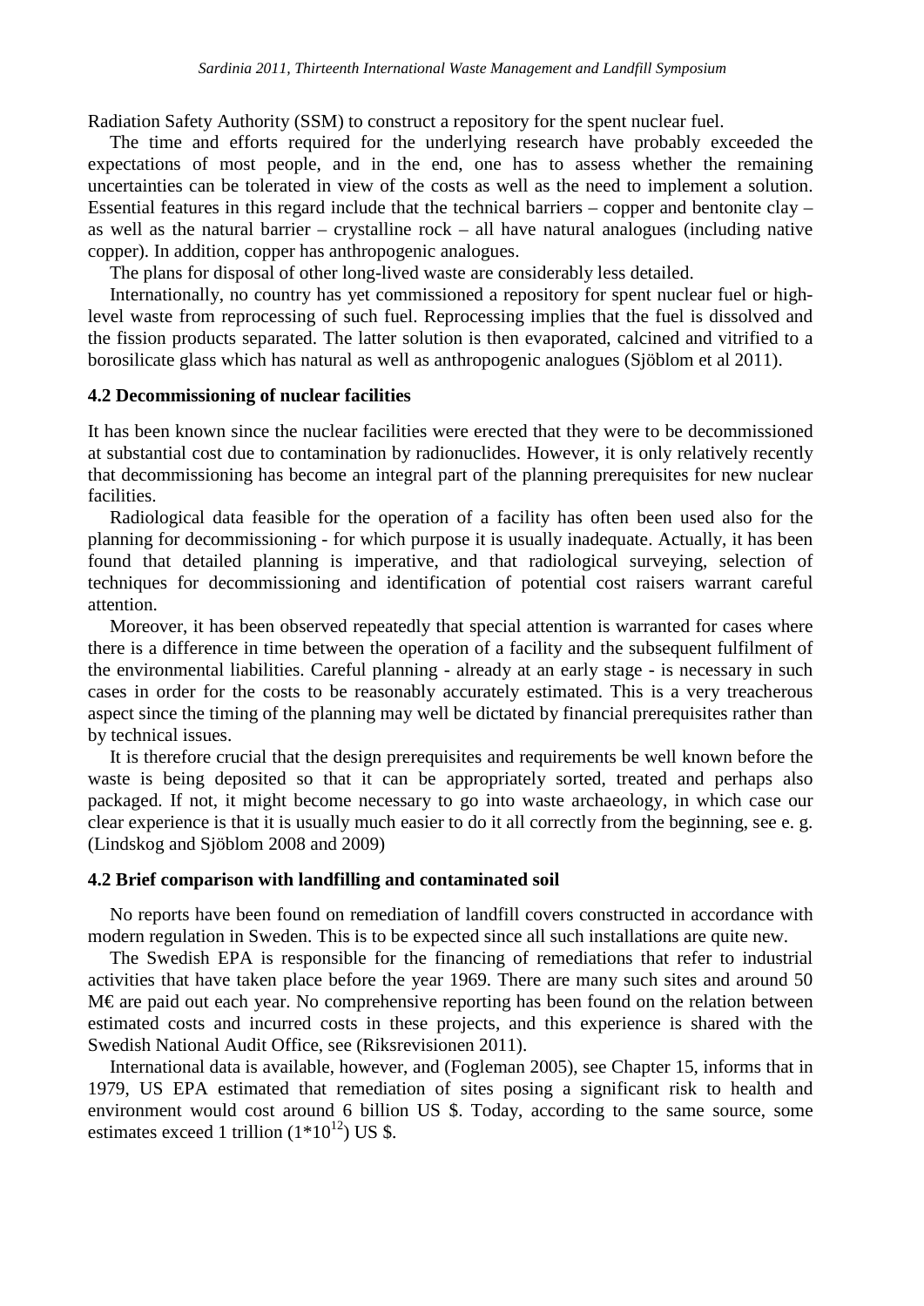Radiation Safety Authority (SSM) to construct a repository for the spent nuclear fuel.

The time and efforts required for the underlying research have probably exceeded the expectations of most people, and in the end, one has to assess whether the remaining uncertainties can be tolerated in view of the costs as well as the need to implement a solution. Essential features in this regard include that the technical barriers – copper and bentonite clay – as well as the natural barrier – crystalline rock – all have natural analogues (including native copper). In addition, copper has anthropogenic analogues.

The plans for disposal of other long-lived waste are considerably less detailed.

Internationally, no country has yet commissioned a repository for spent nuclear fuel or high-level waste from reprocessing of such fuel. Reprocessing implies that the fuel is dissolved and the fission products separated. The latter solution is then evaporated, calcined and vitrified to a borosilicate glass which has natural as well as anthropogenic analogues (Sjöblom et al 2011).

### 4.2 Decommissioning of nuclear facilities

It has been known since the nuclear facilities were erected that they were to be decommissioned at substantial cost due to contamination by radionuclides. However, it is only relatively recently that decommissioning has become an integral part of the planning prerequisites for new nuclear facilities.

Radiological data feasible for the operation of a facility has often been used also for the planning for decommissioning - for which purpose it is usually inadequate. Actually, it has been found that detailed planning is imperative, and that radiological surveying, selection of techniques for decommissioning and identification of potential cost raisers warrant careful attention.

Moreover, it has been observed repeatedly that special attention is warranted for cases where there is a difference in time between the operation of a facility and the subsequent fulfilment of the environmental liabilities. Careful planning - already at an early stage - is necessary in such cases in order for the costs to be reasonably accurately estimated. This is a very treacherous aspect since the timing of the planning may well be dictated by financial prerequisites rather than by technical issues.

It is therefore crucial that the design prerequisites and requirements be well known before the waste is being deposited so that it can be appropriately sorted, treated and perhaps also packaged. If not, it might become necessary to go into waste archaeology, in which case our clear experience is that it is usually much easier to do it all correctly from the beginning, see e. g. (Lindskog and Sjöblom 2008 and 2009)

### 4.2 Brief comparison with landfilling and contaminated soil

No reports have been found on remediation of landfill covers constructed in accordance with modern regulation in Sweden. This is to be expected since all such installations are quite new.

The Swedish EPA is responsible for the financing of remediations that refer to industrial activities that have taken place before the year 1969. There are many such sites and around 50 M€ are paid out each year. No comprehensive reporting has been found on the relation between estimated costs and incurred costs in these projects, and this experience is shared with the Swedish National Audit Office, see (Riksrevisionen 2011).

International data is available, however, and (Fogleman 2005), see Chapter 15, informs that in 1979, US EPA estimated that remediation of sites posing a significant risk to health and environment would cost around 6 billion US \$. Today, according to the same source, some estimates exceed 1 trillion ($1*10^{12}$) US \$.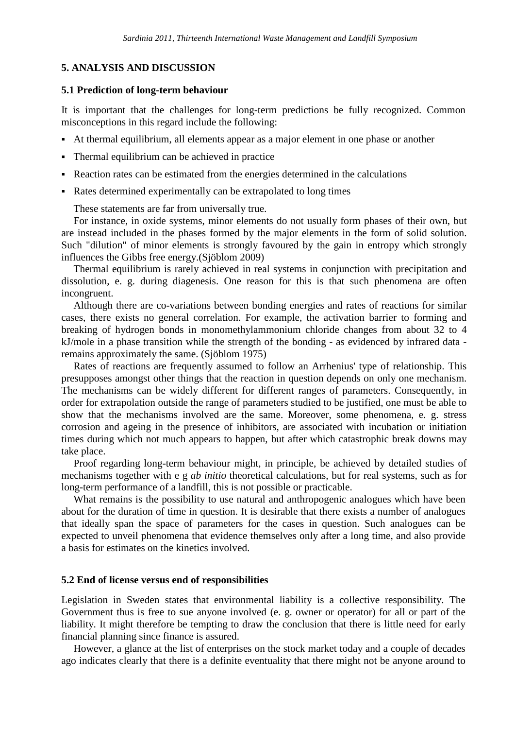## 5. ANALYSIS AND DISCUSSION

### 5.1 Prediction of long-term behaviour

It is important that the challenges for long-term predictions be fully recognized. Common misconceptions in this regard include the following:

- At thermal equilibrium, all elements appear as a major element in one phase or another
- Thermal equilibrium can be achieved in practice
- Reaction rates can be estimated from the energies determined in the calculations
- Rates determined experimentally can be extrapolated to long times

These statements are far from universally true.

For instance, in oxide systems, minor elements do not usually form phases of their own, but are instead included in the phases formed by the major elements in the form of solid solution. Such "dilution" of minor elements is strongly favoured by the gain in entropy which strongly influences the Gibbs free energy.(Sjöblom 2009)

Thermal equilibrium is rarely achieved in real systems in conjunction with precipitation and dissolution, e. g. during diagenesis. One reason for this is that such phenomena are often incongruent.

Although there are co-variations between bonding energies and rates of reactions for similar cases, there exists no general correlation. For example, the activation barrier to forming and breaking of hydrogen bonds in monomethylammonium chloride changes from about 32 to 4 kJ/mole in a phase transition while the strength of the bonding - as evidenced by infrared data - remains approximately the same. (Sjöblom 1975)

Rates of reactions are frequently assumed to follow an Arrhenius' type of relationship. This presupposes amongst other things that the reaction in question depends on only one mechanism. The mechanisms can be widely different for different ranges of parameters. Consequently, in order for extrapolation outside the range of parameters studied to be justified, one must be able to show that the mechanisms involved are the same. Moreover, some phenomena, e. g. stress corrosion and ageing in the presence of inhibitors, are associated with incubation or initiation times during which not much appears to happen, but after which catastrophic break downs may take place.

Proof regarding long-term behaviour might, in principle, be achieved by detailed studies of mechanisms together with e g *ab initio* theoretical calculations, but for real systems, such as for long-term performance of a landfill, this is not possible or practicable.

What remains is the possibility to use natural and anthropogenic analogues which have been about for the duration of time in question. It is desirable that there exists a number of analogues that ideally span the space of parameters for the cases in question. Such analogues can be expected to unveil phenomena that evidence themselves only after a long time, and also provide a basis for estimates on the kinetics involved.

### 5.2 End of license versus end of responsibilities

Legislation in Sweden states that environmental liability is a collective responsibility. The Government thus is free to sue anyone involved (e. g. owner or operator) for all or part of the liability. It might therefore be tempting to draw the conclusion that there is little need for early financial planning since finance is assured.

However, a glance at the list of enterprises on the stock market today and a couple of decades ago indicates clearly that there is a definite eventuality that there might not be anyone around to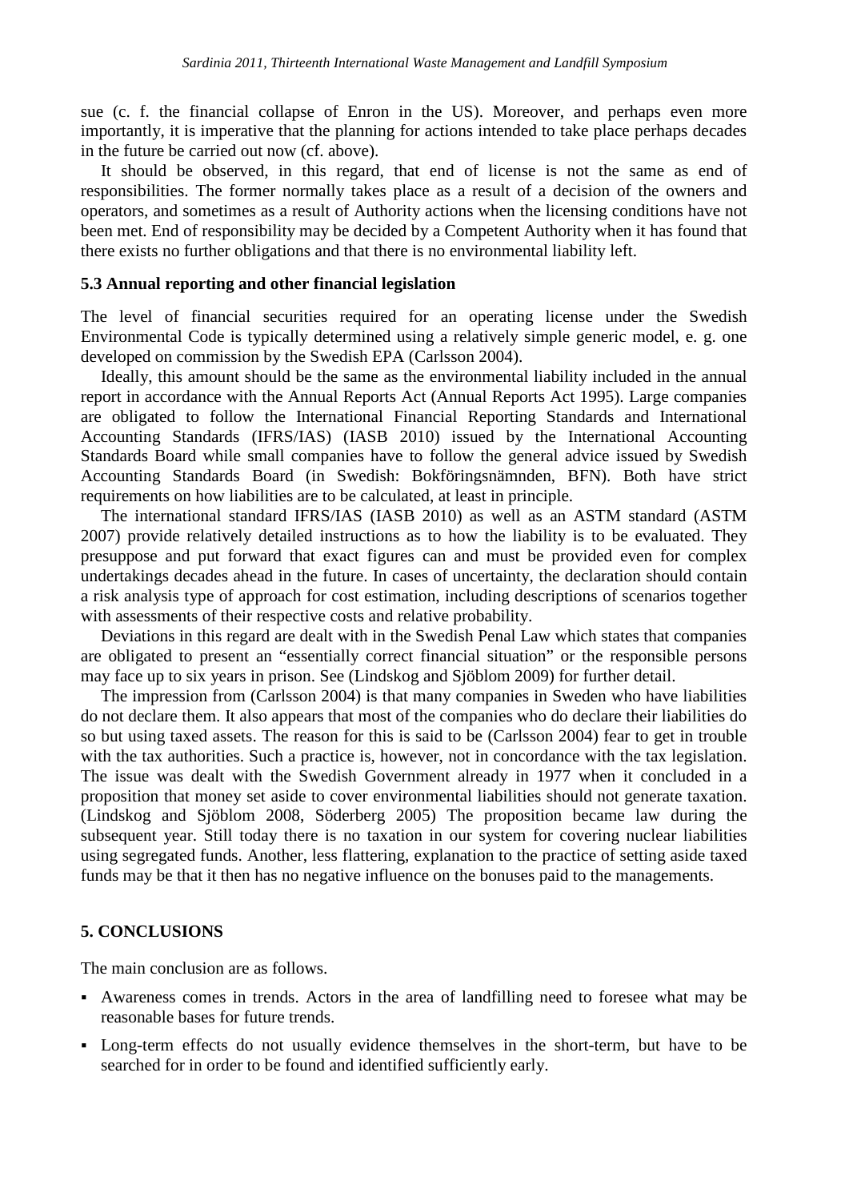sue (c. f. the financial collapse of Enron in the US). Moreover, and perhaps even more importantly, it is imperative that the planning for actions intended to take place perhaps decades in the future be carried out now (cf. above).

It should be observed, in this regard, that end of license is not the same as end of responsibilities. The former normally takes place as a result of a decision of the owners and operators, and sometimes as a result of Authority actions when the licensing conditions have not been met. End of responsibility may be decided by a Competent Authority when it has found that there exists no further obligations and that there is no environmental liability left.

### 5.3 Annual reporting and other financial legislation

The level of financial securities required for an operating license under the Swedish Environmental Code is typically determined using a relatively simple generic model, e. g. one developed on commission by the Swedish EPA (Carlsson 2004).

Ideally, this amount should be the same as the environmental liability included in the annual report in accordance with the Annual Reports Act (Annual Reports Act 1995). Large companies are obligated to follow the International Financial Reporting Standards and International Accounting Standards (IFRS/IAS) (IASB 2010) issued by the International Accounting Standards Board while small companies have to follow the general advice issued by Swedish Accounting Standards Board (in Swedish: Bokföringsnämnden, BFN). Both have strict requirements on how liabilities are to be calculated, at least in principle.

The international standard IFRS/IAS (IASB 2010) as well as an ASTM standard (ASTM 2007) provide relatively detailed instructions as to how the liability is to be evaluated. They presuppose and put forward that exact figures can and must be provided even for complex undertakings decades ahead in the future. In cases of uncertainty, the declaration should contain a risk analysis type of approach for cost estimation, including descriptions of scenarios together with assessments of their respective costs and relative probability.

Deviations in this regard are dealt with in the Swedish Penal Law which states that companies are obligated to present an "essentially correct financial situation" or the responsible persons may face up to six years in prison. See (Lindskog and Sjöblom 2009) for further detail.

The impression from (Carlsson 2004) is that many companies in Sweden who have liabilities do not declare them. It also appears that most of the companies who do declare their liabilities do so but using taxed assets. The reason for this is said to be (Carlsson 2004) fear to get in trouble with the tax authorities. Such a practice is, however, not in concordance with the tax legislation. The issue was dealt with the Swedish Government already in 1977 when it concluded in a proposition that money set aside to cover environmental liabilities should not generate taxation. (Lindskog and Sjöblom 2008, Söderberg 2005) The proposition became law during the subsequent year. Still today there is no taxation in our system for covering nuclear liabilities using segregated funds. Another, less flattering, explanation to the practice of setting aside taxed funds may be that it then has no negative influence on the bonuses paid to the managements.

## 5. CONCLUSIONS

The main conclusion are as follows.

- Awareness comes in trends. Actors in the area of landfilling need to foresee what may be reasonable bases for future trends.
- Long-term effects do not usually evidence themselves in the short-term, but have to be searched for in order to be found and identified sufficiently early.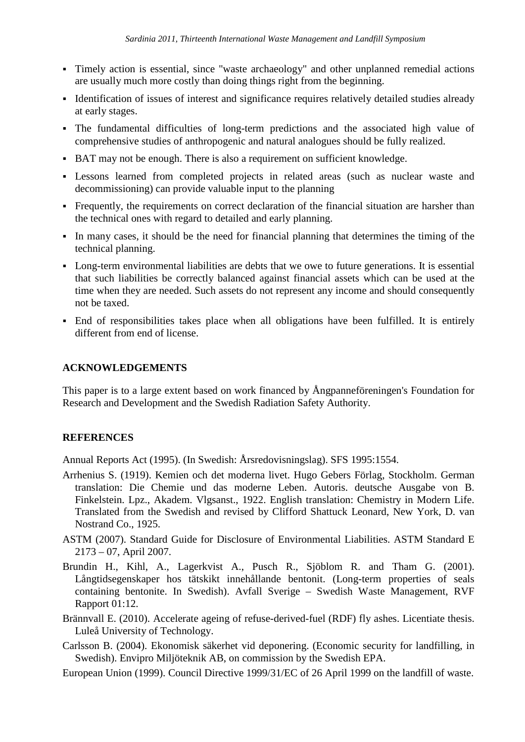- Timely action is essential, since "waste archaeology" and other unplanned remedial actions are usually much more costly than doing things right from the beginning.
- Identification of issues of interest and significance requires relatively detailed studies already at early stages.
- The fundamental difficulties of long-term predictions and the associated high value of comprehensive studies of anthropogenic and natural analogues should be fully realized.
- BAT may not be enough. There is also a requirement on sufficient knowledge.
- Lessons learned from completed projects in related areas (such as nuclear waste and decommissioning) can provide valuable input to the planning
- Frequently, the requirements on correct declaration of the financial situation are harsher than the technical ones with regard to detailed and early planning.
- In many cases, it should be the need for financial planning that determines the timing of the technical planning.
- Long-term environmental liabilities are debts that we owe to future generations. It is essential that such liabilities be correctly balanced against financial assets which can be used at the time when they are needed. Such assets do not represent any income and should consequently not be taxed.
- End of responsibilities takes place when all obligations have been fulfilled. It is entirely different from end of license.

## ACKNOWLEDGEMENTS

This paper is to a large extent based on work financed by Ångpanneföreningen's Foundation for Research and Development and the Swedish Radiation Safety Authority.

## REFERENCES

Annual Reports Act (1995). (In Swedish: Årsredovisningslag). SFS 1995:1554.

Arrhenius S. (1919). Kemien och det moderna livet. Hugo Gebers Förlag, Stockholm. German translation: Die Chemie und das moderne Leben. Autoris. deutsche Ausgabe von B. Finkelstein. Lpz., Akadem. Vlgsanst., 1922. English translation: Chemistry in Modern Life. Translated from the Swedish and revised by Clifford Shattuck Leonard, New York, D. van Nostrand Co., 1925.

ASTM (2007). Standard Guide for Disclosure of Environmental Liabilities. ASTM Standard E 2173 – 07, April 2007.

Brundin H., Kihl, A., Lagerkvist A., Pusch R., Sjöblom R. and Tham G. (2001). Långtidsegenskaper hos tätskikt innehållande bentonit. (Long-term properties of seals containing bentonite. In Swedish). Avfall Sverige – Swedish Waste Management, RVF Rapport 01:12.

Brännvall E. (2010). Accelerate ageing of refuse-derived-fuel (RDF) fly ashes. Licentiate thesis. Luleå University of Technology.

Carlsson B. (2004). Ekonomisk säkerhet vid deponering. (Economic security for landfilling, in Swedish). Envipro Miljöteknik AB, on commission by the Swedish EPA.

European Union (1999). Council Directive 1999/31/EC of 26 April 1999 on the landfill of waste.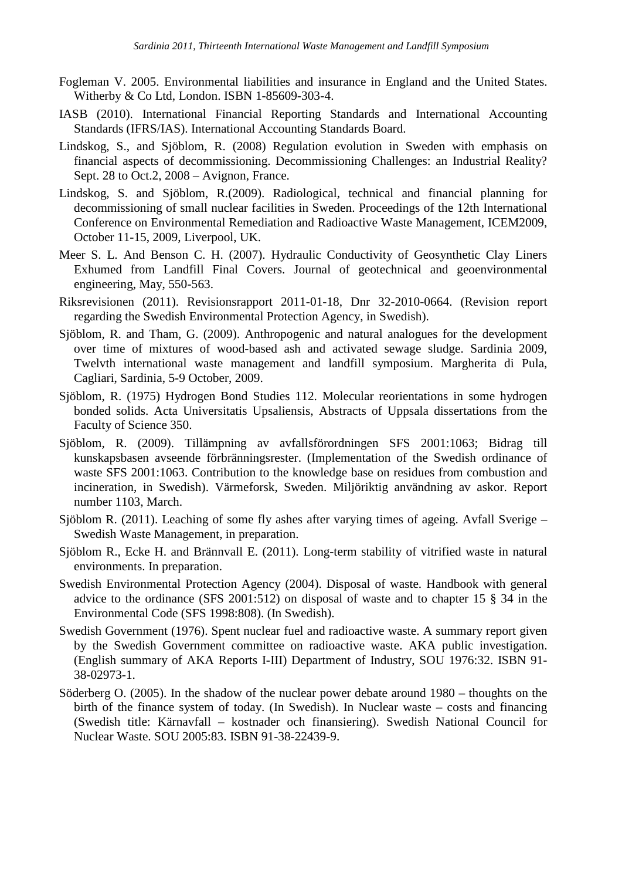Fogleman V. 2005. Environmental liabilities and insurance in England and the United States. Witherby & Co Ltd, London. ISBN 1-85609-303-4.

IASB (2010). International Financial Reporting Standards and International Accounting Standards (IFRS/IAS). International Accounting Standards Board.

Lindskog, S., and Sjöblom, R. (2008) Regulation evolution in Sweden with emphasis on financial aspects of decommissioning. Decommissioning Challenges: an Industrial Reality? Sept. 28 to Oct.2, 2008 – Avignon, France.

Lindskog, S. and Sjöblom, R.(2009). Radiological, technical and financial planning for decommissioning of small nuclear facilities in Sweden. Proceedings of the 12th International Conference on Environmental Remediation and Radioactive Waste Management, ICEM2009, October 11-15, 2009, Liverpool, UK.

Meer S. L. And Benson C. H. (2007). Hydraulic Conductivity of Geosynthetic Clay Liners Exhumed from Landfill Final Covers. Journal of geotechnical and geoenvironmental engineering, May, 550-563.

Riksrevisionen (2011). Revisionsrapport 2011-01-18, Dnr 32-2010-0664. (Revision report regarding the Swedish Environmental Protection Agency, in Swedish).

Sjöblom, R. and Tham, G. (2009). Anthropogenic and natural analogues for the development over time of mixtures of wood-based ash and activated sewage sludge. Sardinia 2009, Twelvth international waste management and landfill symposium. Margherita di Pula, Cagliari, Sardinia, 5-9 October, 2009.

Sjöblom, R. (1975) Hydrogen Bond Studies 112. Molecular reorientations in some hydrogen bonded solids. Acta Universitatis Upsaliensis, Abstracts of Uppsala dissertations from the Faculty of Science 350.

Sjöblom, R. (2009). Tillämpning av avfallsförordningen SFS 2001:1063; Bidrag till kunskapsbasen avseende förbränningsrester. (Implementation of the Swedish ordinance of waste SFS 2001:1063. Contribution to the knowledge base on residues from combustion and incineration, in Swedish). Värmeforsk, Sweden. Miljöriktig användning av askor. Report number 1103, March.

Sjöblom R. (2011). Leaching of some fly ashes after varying times of ageing. Avfall Sverige – Swedish Waste Management, in preparation.

Sjöblom R., Ecke H. and Brännvall E. (2011). Long-term stability of vitrified waste in natural environments. In preparation.

Swedish Environmental Protection Agency (2004). Disposal of waste. Handbook with general advice to the ordinance (SFS 2001:512) on disposal of waste and to chapter 15 § 34 in the Environmental Code (SFS 1998:808). (In Swedish).

Swedish Government (1976). Spent nuclear fuel and radioactive waste. A summary report given by the Swedish Government committee on radioactive waste. AKA public investigation. (English summary of AKA Reports I-III) Department of Industry, SOU 1976:32. ISBN 91-38-02973-1.

Söderberg O. (2005). In the shadow of the nuclear power debate around 1980 – thoughts on the birth of the finance system of today. (In Swedish). In Nuclear waste – costs and financing (Swedish title: Kärnavfall – kostnader och finansiering). Swedish National Council for Nuclear Waste. SOU 2005:83. ISBN 91-38-22439-9.